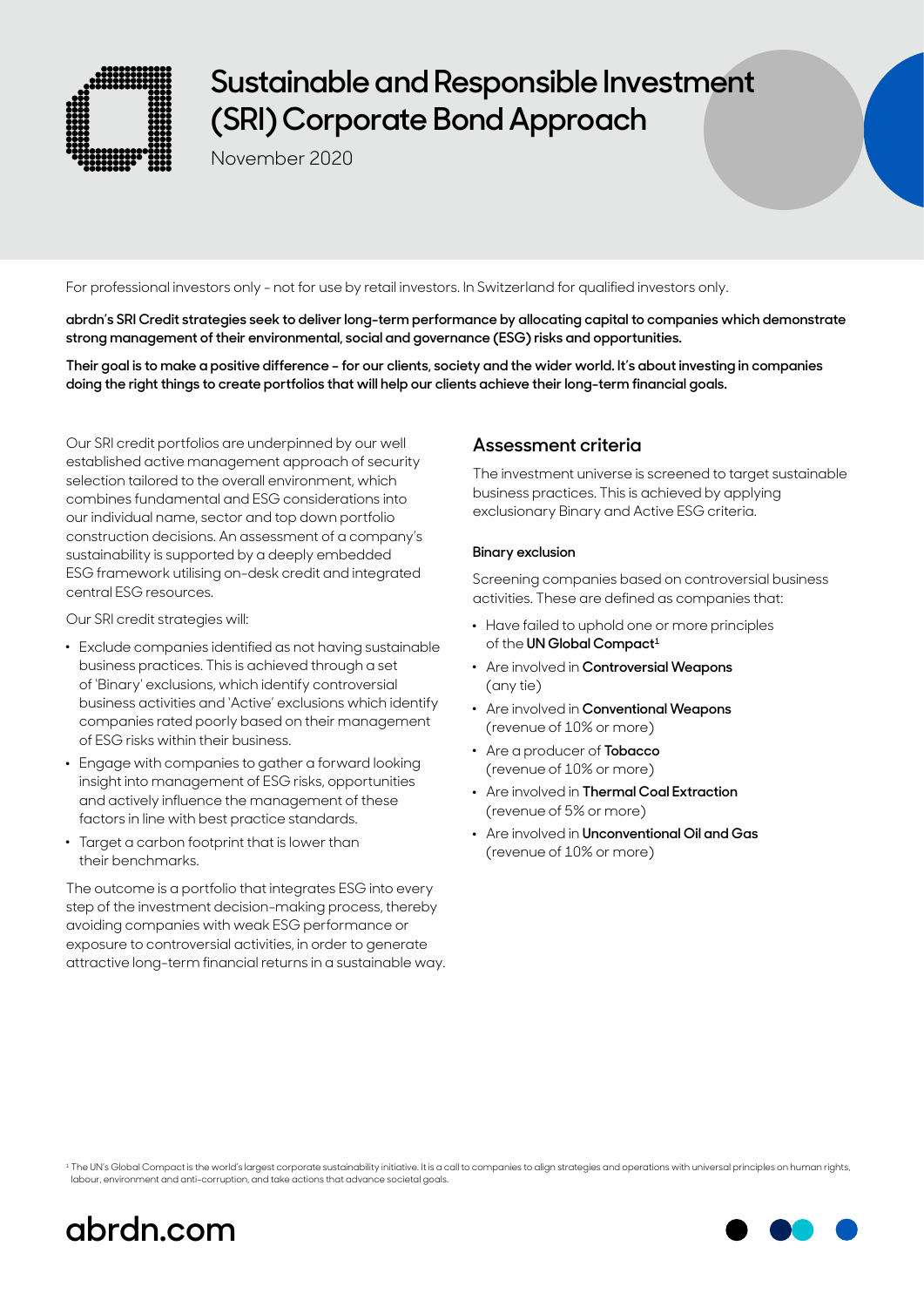# Sustainable and Responsible Investment (SRI) Corporate Bond Approach

November 2020

For professional investors only – not for use by retail investors. In Switzerland for qualified investors only.

**abrdn's SRI Credit strategies seek to deliver long-term performance by allocating capital to companies which demonstrate strong management of their environmental, social and governance (ESG) risks and opportunities.**

**Their goal is to make a positive difference – for our clients, society and the wider world. It's about investing in companies doing the right things to create portfolios that will help our clients achieve their long-term financial goals.**

Our SRI credit portfolios are underpinned by our well established active management approach of security selection tailored to the overall environment, which combines fundamental and ESG considerations into our individual name, sector and top down portfolio construction decisions. An assessment of a company's sustainability is supported by a deeply embedded ESG framework utilising on-desk credit and integrated central ESG resources.

Our SRI credit strategies will:

- Exclude companies identified as not having sustainable business practices. This is achieved through a set of 'Binary' exclusions, which identify controversial business activities and 'Active' exclusions which identify companies rated poorly based on their management of ESG risks within their business.
- Engage with companies to gather a forward looking insight into management of ESG risks, opportunities and actively influence the management of these factors in line with best practice standards.
- Target a carbon footprint that is lower than their benchmarks.

The outcome is a portfolio that integrates ESG into every step of the investment decision-making process, thereby avoiding companies with weak ESG performance or exposure to controversial activities, in order to generate attractive long-term financial returns in a sustainable way.

## Assessment criteria

The investment universe is screened to target sustainable business practices. This is achieved by applying exclusionary Binary and Active ESG criteria.

### Binary exclusion

Screening companies based on controversial business activities. These are defined as companies that:

- Have failed to uphold one or more principles of the **UN Global Compact**[1]
- Are involved in **Controversial Weapons** (any tie)
- Are involved in **Conventional Weapons** (revenue of 10% or more)
- Are a producer of **Tobacco** (revenue of 10% or more)
- Are involved in **Thermal Coal Extraction** (revenue of 5% or more)
- Are involved in **Unconventional Oil and Gas** (revenue of 10% or more)

[1] The UN's Global Compact is the world's largest corporate sustainability initiative. It is a call to companies to align strategies and operations with universal principles on human rights, labour, environment and anti-corruption, and take actions that advance societal goals.

abrdn.com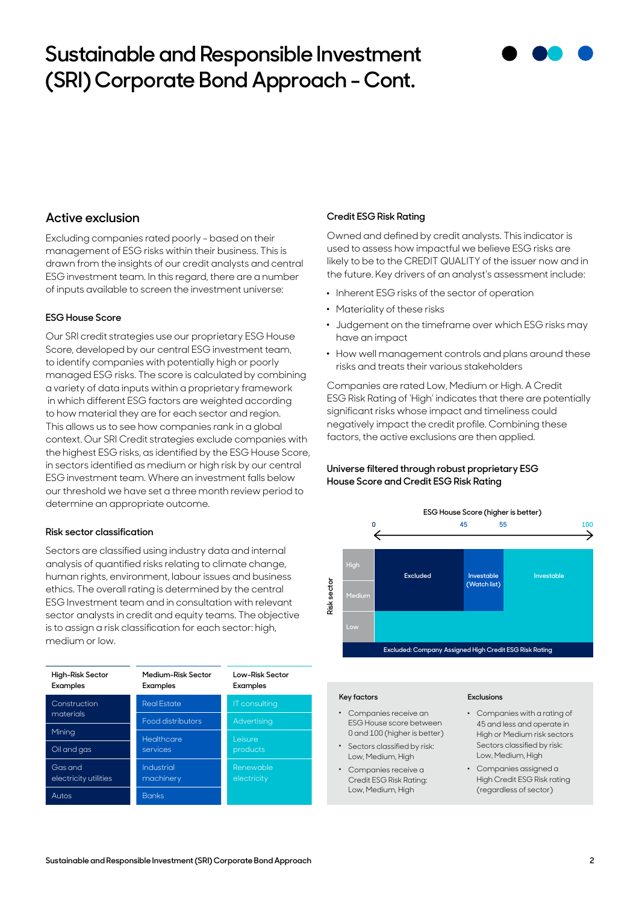# Sustainable and Responsible Investment (SRI) Corporate Bond Approach - Cont.

## Active exclusion

Excluding companies rated poorly - based on their management of ESG risks within their business. This is drawn from the insights of our credit analysts and central ESG investment team. In this regard, there are a number of inputs available to screen the investment universe:

### ESG House Score

Our SRI credit strategies use our proprietary ESG House Score, developed by our central ESG investment team, to identify companies with potentially high or poorly managed ESG risks. The score is calculated by combining a variety of data inputs within a proprietary framework in which different ESG factors are weighted according to how material they are for each sector and region. This allows us to see how companies rank in a global context. Our SRI Credit strategies exclude companies with the highest ESG risks, as identified by the ESG House Score, in sectors identified as medium or high risk by our central ESG investment team. Where an investment falls below our threshold we have set a three month review period to determine an appropriate outcome.

### Risk sector classification

Sectors are classified using industry data and internal analysis of quantified risks relating to climate change, human rights, environment, labour issues and business ethics. The overall rating is determined by the central ESG Investment team and in consultation with relevant sector analysts in credit and equity teams. The objective is to assign a risk classification for each sector: high, medium or low.

| High-Risk Sector Examples | Medium-Risk Sector Examples | Low-Risk Sector Examples |
|---|---|---|
| Construction materials | Real Estate | IT consulting |
| Mining | Food distributors | Advertising |
| Oil and gas | Healthcare services | Leisure products |
| Gas and electricity utilities | Industrial machinery | Renewable electricity |
| Autos | Banks | |

### Credit ESG Risk Rating

Owned and defined by credit analysts. This indicator is used to assess how impactful we believe ESG risks are likely to be to the CREDIT QUALITY of the issuer now and in the future. Key drivers of an analyst's assessment include:

- Inherent ESG risks of the sector of operation
- Materiality of these risks
- Judgement on the timeframe over which ESG risks may have an impact
- How well management controls and plans around these risks and treats their various stakeholders

Companies are rated Low, Medium or High. A Credit ESG Risk Rating of 'High' indicates that there are potentially significant risks whose impact and timeliness could negatively impact the credit profile. Combining these factors, the active exclusions are then applied.

### Universe filtered through robust proprietary ESG House Score and Credit ESG Risk Rating

ESG House Score (higher is better): 0 – 45 – 55 – 100

| Risk sector | 0–45 | 45–55 | 55–100 |
|---|---|---|---|
| High | Excluded | Investable (Watch list) | Investable |
| Medium | Excluded | Investable (Watch list) | Investable |
| Low | Investable | Investable | Investable |

Excluded: Company Assigned High Credit ESG Risk Rating

**Key factors**

- Companies receive an ESG House score between 0 and 100 (higher is better)
- Sectors classified by risk: Low, Medium, High
- Companies receive a Credit ESG Risk Rating: Low, Medium, High

**Exclusions**

- Companies with a rating of 45 and less and operate in High or Medium risk sectors Sectors classified by risk: Low, Medium, High
- Companies assigned a High Credit ESG Risk rating (regardless of sector)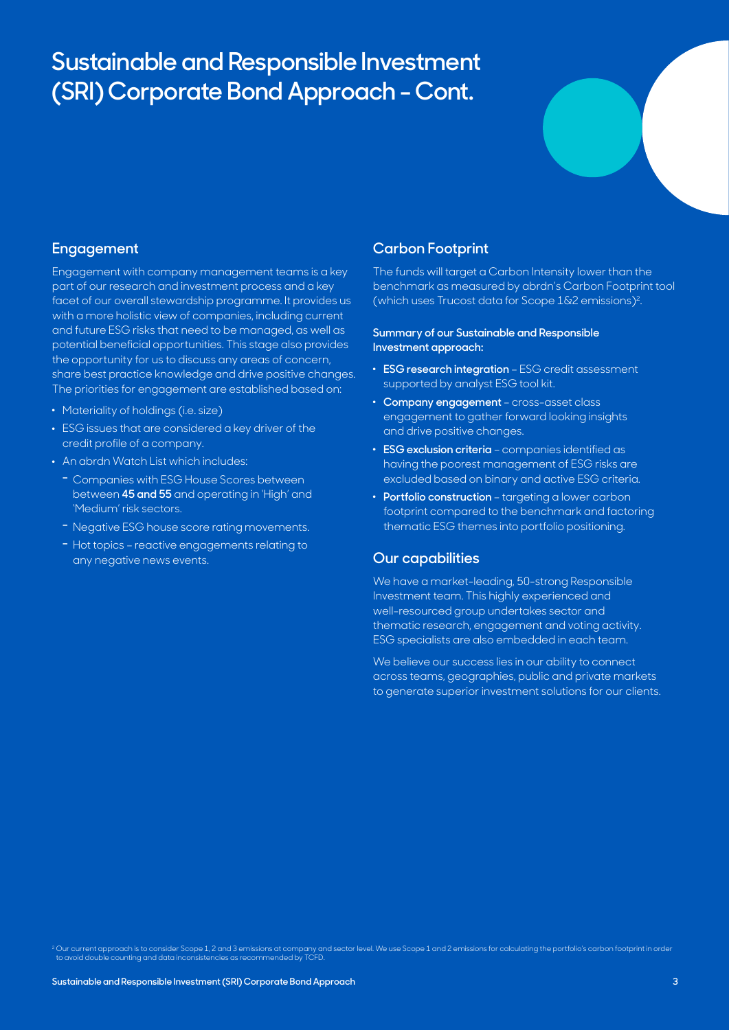# Sustainable and Responsible Investment (SRI) Corporate Bond Approach - Cont.

## Engagement

Engagement with company management teams is a key part of our research and investment process and a key facet of our overall stewardship programme. It provides us with a more holistic view of companies, including current and future ESG risks that need to be managed, as well as potential beneficial opportunities. This stage also provides the opportunity for us to discuss any areas of concern, share best practice knowledge and drive positive changes. The priorities for engagement are established based on:

- Materiality of holdings (i.e. size)
- ESG issues that are considered a key driver of the credit profile of a company.
- An abrdn Watch List which includes:
  - Companies with ESG House Scores between between **45 and 55** and operating in 'High' and 'Medium' risk sectors.
  - Negative ESG house score rating movements.
  - Hot topics – reactive engagements relating to any negative news events.

## Carbon Footprint

The funds will target a Carbon Intensity lower than the benchmark as measured by abrdn's Carbon Footprint tool (which uses Trucost data for Scope 1&2 emissions)[2].

**Summary of our Sustainable and Responsible Investment approach:**

- **ESG research integration** – ESG credit assessment supported by analyst ESG tool kit.
- **Company engagement** – cross-asset class engagement to gather forward looking insights and drive positive changes.
- **ESG exclusion criteria** – companies identified as having the poorest management of ESG risks are excluded based on binary and active ESG criteria.
- **Portfolio construction** – targeting a lower carbon footprint compared to the benchmark and factoring thematic ESG themes into portfolio positioning.

## Our capabilities

We have a market-leading, 50-strong Responsible Investment team. This highly experienced and well-resourced group undertakes sector and thematic research, engagement and voting activity. ESG specialists are also embedded in each team.

We believe our success lies in our ability to connect across teams, geographies, public and private markets to generate superior investment solutions for our clients.

[2] Our current approach is to consider Scope 1, 2 and 3 emissions at company and sector level. We use Scope 1 and 2 emissions for calculating the portfolio's carbon footprint in order to avoid double counting and data inconsistencies as recommended by TCFD.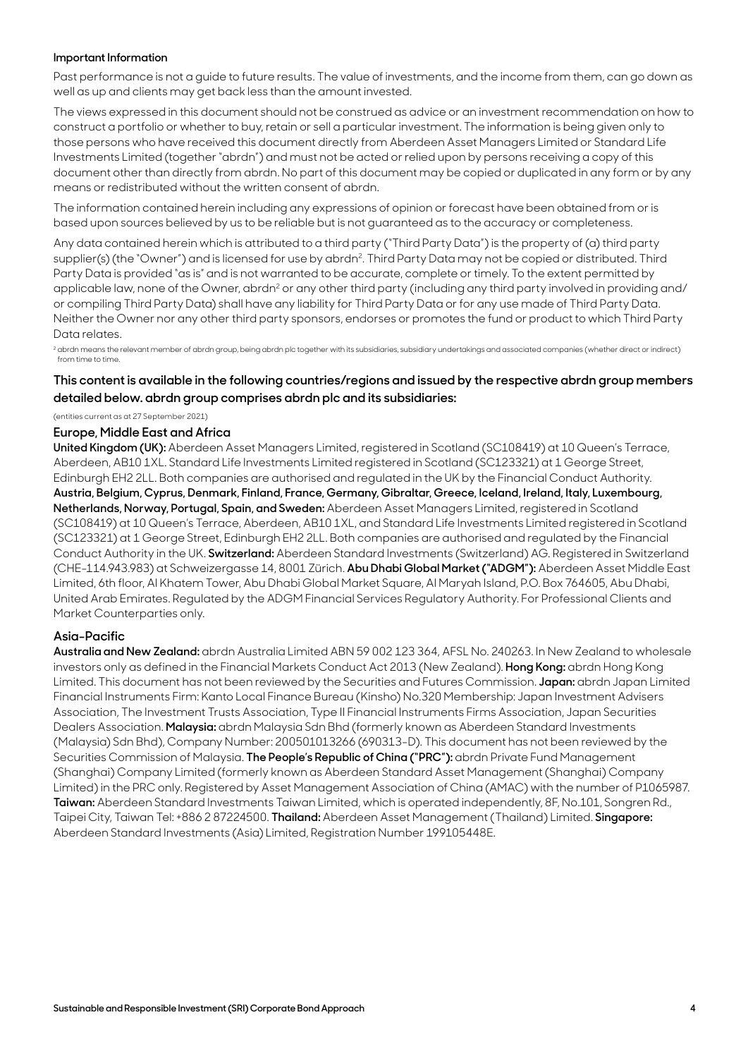**Important Information**

Past performance is not a guide to future results. The value of investments, and the income from them, can go down as well as up and clients may get back less than the amount invested.

The views expressed in this document should not be construed as advice or an investment recommendation on how to construct a portfolio or whether to buy, retain or sell a particular investment. The information is being given only to those persons who have received this document directly from Aberdeen Asset Managers Limited or Standard Life Investments Limited (together "abrdn") and must not be acted or relied upon by persons receiving a copy of this document other than directly from abrdn. No part of this document may be copied or duplicated in any form or by any means or redistributed without the written consent of abrdn.

The information contained herein including any expressions of opinion or forecast have been obtained from or is based upon sources believed by us to be reliable but is not guaranteed as to the accuracy or completeness.

Any data contained herein which is attributed to a third party ("Third Party Data") is the property of (a) third party supplier(s) (the "Owner") and is licensed for use by abrdn[2]. Third Party Data may not be copied or distributed. Third Party Data is provided "as is" and is not warranted to be accurate, complete or timely. To the extent permitted by applicable law, none of the Owner, abrdn[2] or any other third party (including any third party involved in providing and/or compiling Third Party Data) shall have any liability for Third Party Data or for any use made of Third Party Data. Neither the Owner nor any other third party sponsors, endorses or promotes the fund or product to which Third Party Data relates.

[2] abrdn means the relevant member of abrdn group, being abrdn plc together with its subsidiaries, subsidiary undertakings and associated companies (whether direct or indirect) from time to time.

## This content is available in the following countries/regions and issued by the respective abrdn group members detailed below. abrdn group comprises abrdn plc and its subsidiaries:

(entities current as at 27 September 2021)

### Europe, Middle East and Africa

**United Kingdom (UK):** Aberdeen Asset Managers Limited, registered in Scotland (SC108419) at 10 Queen's Terrace, Aberdeen, AB10 1XL. Standard Life Investments Limited registered in Scotland (SC123321) at 1 George Street, Edinburgh EH2 2LL. Both companies are authorised and regulated in the UK by the Financial Conduct Authority. **Austria, Belgium, Cyprus, Denmark, Finland, France, Germany, Gibraltar, Greece, Iceland, Ireland, Italy, Luxembourg, Netherlands, Norway, Portugal, Spain, and Sweden:** Aberdeen Asset Managers Limited, registered in Scotland (SC108419) at 10 Queen's Terrace, Aberdeen, AB10 1XL, and Standard Life Investments Limited registered in Scotland (SC123321) at 1 George Street, Edinburgh EH2 2LL. Both companies are authorised and regulated by the Financial Conduct Authority in the UK. **Switzerland:** Aberdeen Standard Investments (Switzerland) AG. Registered in Switzerland (CHE-114.943.983) at Schweizergasse 14, 8001 Zürich. **Abu Dhabi Global Market ("ADGM"):** Aberdeen Asset Middle East Limited, 6th floor, Al Khatem Tower, Abu Dhabi Global Market Square, Al Maryah Island, P.O. Box 764605, Abu Dhabi, United Arab Emirates. Regulated by the ADGM Financial Services Regulatory Authority. For Professional Clients and Market Counterparties only.

### Asia-Pacific

**Australia and New Zealand:** abrdn Australia Limited ABN 59 002 123 364, AFSL No. 240263. In New Zealand to wholesale investors only as defined in the Financial Markets Conduct Act 2013 (New Zealand). **Hong Kong:** abrdn Hong Kong Limited. This document has not been reviewed by the Securities and Futures Commission. **Japan:** abrdn Japan Limited Financial Instruments Firm: Kanto Local Finance Bureau (Kinsho) No.320 Membership: Japan Investment Advisers Association, The Investment Trusts Association, Type II Financial Instruments Firms Association, Japan Securities Dealers Association. **Malaysia:** abrdn Malaysia Sdn Bhd (formerly known as Aberdeen Standard Investments (Malaysia) Sdn Bhd), Company Number: 200501013266 (690313-D). This document has not been reviewed by the Securities Commission of Malaysia. **The People's Republic of China ("PRC"):** abrdn Private Fund Management (Shanghai) Company Limited (formerly known as Aberdeen Standard Asset Management (Shanghai) Company Limited) in the PRC only. Registered by Asset Management Association of China (AMAC) with the number of P1065987. **Taiwan:** Aberdeen Standard Investments Taiwan Limited, which is operated independently, 8F, No.101, Songren Rd., Taipei City, Taiwan Tel: +886 2 87224500. **Thailand:** Aberdeen Asset Management (Thailand) Limited. **Singapore:** Aberdeen Standard Investments (Asia) Limited, Registration Number 199105448E.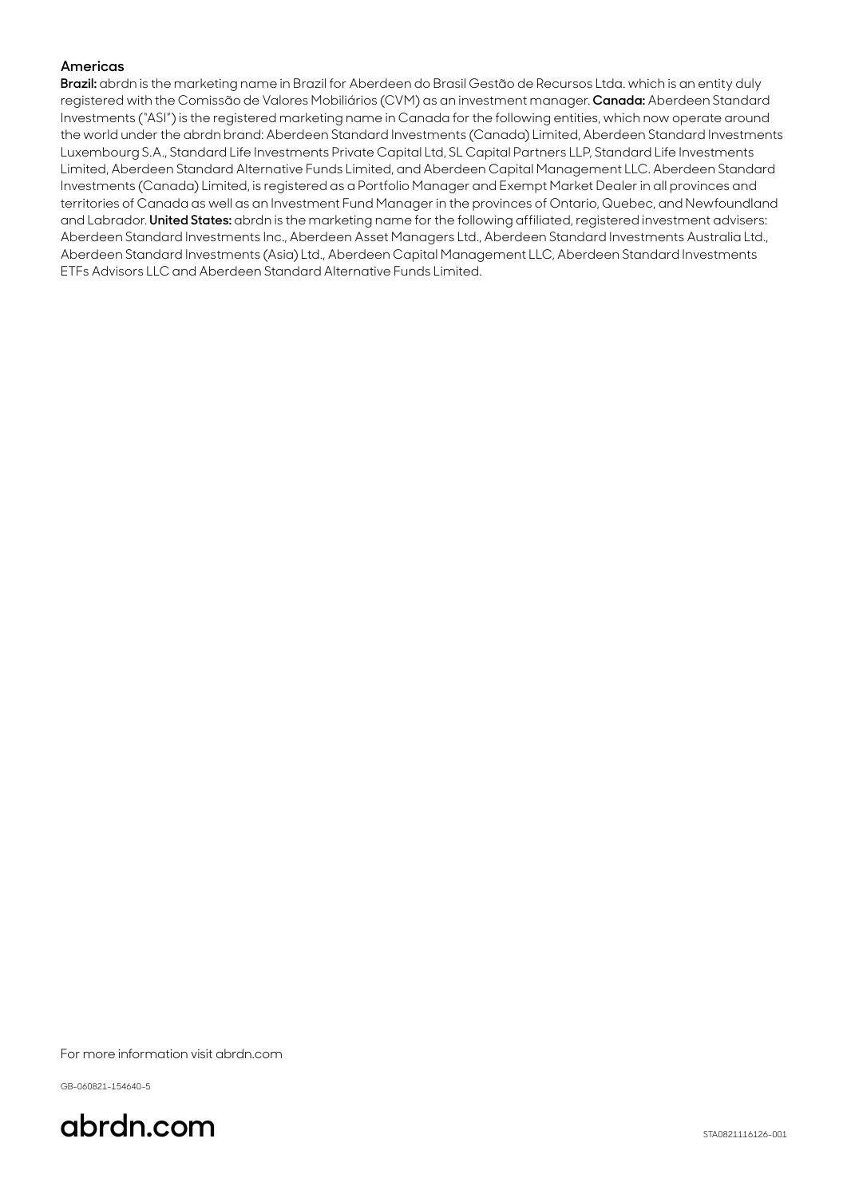### Americas

**Brazil:** abrdn is the marketing name in Brazil for Aberdeen do Brasil Gestão de Recursos Ltda. which is an entity duly registered with the Comissão de Valores Mobiliários (CVM) as an investment manager. **Canada:** Aberdeen Standard Investments ("ASI") is the registered marketing name in Canada for the following entities, which now operate around the world under the abrdn brand: Aberdeen Standard Investments (Canada) Limited, Aberdeen Standard Investments Luxembourg S.A., Standard Life Investments Private Capital Ltd, SL Capital Partners LLP, Standard Life Investments Limited, Aberdeen Standard Alternative Funds Limited, and Aberdeen Capital Management LLC. Aberdeen Standard Investments (Canada) Limited, is registered as a Portfolio Manager and Exempt Market Dealer in all provinces and territories of Canada as well as an Investment Fund Manager in the provinces of Ontario, Quebec, and Newfoundland and Labrador. **United States:** abrdn is the marketing name for the following affiliated, registered investment advisers: Aberdeen Standard Investments Inc., Aberdeen Asset Managers Ltd., Aberdeen Standard Investments Australia Ltd., Aberdeen Standard Investments (Asia) Ltd., Aberdeen Capital Management LLC, Aberdeen Standard Investments ETFs Advisors LLC and Aberdeen Standard Alternative Funds Limited.

For more information visit abrdn.com

GB-060821-154640-5

**abrdn.com**

STA0821116126-001